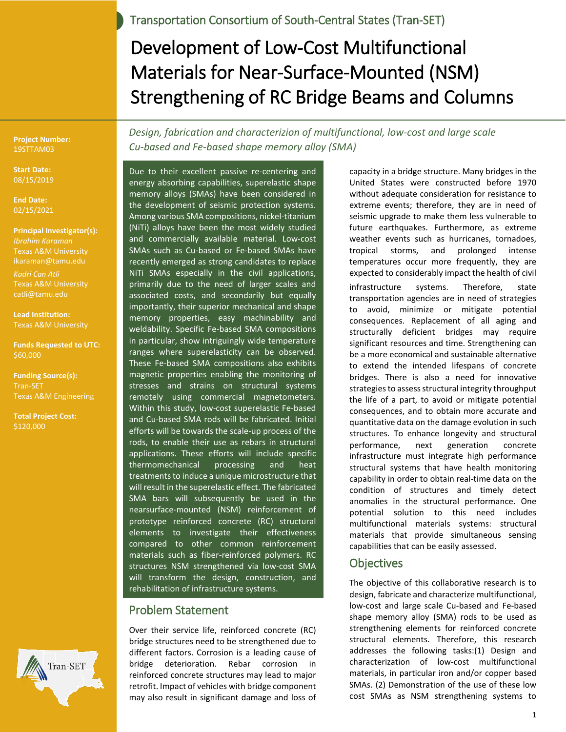Transportation Consortium of South-Central States (Tran-SET)

# Development of Low-Cost Multifunctional Materials for Near-Surface-Mounted (NSM) Strengthening of RC Bridge Beams and Columns

*Design, fabrication and characterizion of multifunctional, low-cost and large scale Cu-based and Fe-based shape memory alloy (SMA)*

**Project Number:**
19STTAM03

**Start Date:**
08/15/2019

**End Date:**
02/15/2021

**Principal Investigator(s):**
*Ibrahim Karaman*
Texas A&M University
ikaraman@tamu.edu

*Kadri Can Atli*
Texas A&M University
catli@tamu.edu

**Lead Institution:**
Texas A&M University

**Funds Requested to UTC:**
$60,000

**Funding Source(s):**
Tran-SET
Texas A&M Engineering

**Total Project Cost:**
$120,000

Due to their excellent passive re-centering and energy absorbing capabilities, superelastic shape memory alloys (SMAs) have been considered in the development of seismic protection systems. Among various SMA compositions, nickel-titanium (NiTi) alloys have been the most widely studied and commercially available material. Low-cost SMAs such as Cu-based or Fe-based SMAs have recently emerged as strong candidates to replace NiTi SMAs especially in the civil applications, primarily due to the need of larger scales and associated costs, and secondarily but equally importantly, their superior mechanical and shape memory properties, easy machinability and weldability. Specific Fe-based SMA compositions in particular, show intriguingly wide temperature ranges where superelasticity can be observed. These Fe-based SMA compositions also exhibits magnetic properties enabling the monitoring of stresses and strains on structural systems remotely using commercial magnetometers. Within this study, low-cost superelastic Fe-based and Cu-based SMA rods will be fabricated. Initial efforts will be towards the scale-up process of the rods, to enable their use as rebars in structural applications. These efforts will include specific thermomechanical processing and heat treatments to induce a unique microstructure that will result in the superelastic effect. The fabricated SMA bars will subsequently be used in the nearsurface-mounted (NSM) reinforcement of prototype reinforced concrete (RC) structural elements to investigate their effectiveness compared to other common reinforcement materials such as fiber-reinforced polymers. RC structures NSM strengthened via low-cost SMA will transform the design, construction, and rehabilitation of infrastructure systems.

## Problem Statement

Over their service life, reinforced concrete (RC) bridge structures need to be strengthened due to different factors. Corrosion is a leading cause of bridge deterioration. Rebar corrosion in reinforced concrete structures may lead to major retrofit. Impact of vehicles with bridge component may also result in significant damage and loss of capacity in a bridge structure. Many bridges in the United States were constructed before 1970 without adequate consideration for resistance to extreme events; therefore, they are in need of seismic upgrade to make them less vulnerable to future earthquakes. Furthermore, as extreme weather events such as hurricanes, tornadoes, tropical storms, and prolonged intense temperatures occur more frequently, they are expected to considerably impact the health of civil infrastructure systems. Therefore, state transportation agencies are in need of strategies to avoid, minimize or mitigate potential consequences. Replacement of all aging and structurally deficient bridges may require significant resources and time. Strengthening can be a more economical and sustainable alternative to extend the intended lifespans of concrete bridges. There is also a need for innovative strategies to assess structural integrity throughput the life of a part, to avoid or mitigate potential consequences, and to obtain more accurate and quantitative data on the damage evolution in such structures. To enhance longevity and structural performance, next generation concrete infrastructure must integrate high performance structural systems that have health monitoring capability in order to obtain real-time data on the condition of structures and timely detect anomalies in the structural performance. One potential solution to this need includes multifunctional materials systems: structural materials that provide simultaneous sensing capabilities that can be easily assessed.

## Objectives

The objective of this collaborative research is to design, fabricate and characterize multifunctional, low-cost and large scale Cu-based and Fe-based shape memory alloy (SMA) rods to be used as strengthening elements for reinforced concrete structural elements. Therefore, this research addresses the following tasks:(1) Design and characterization of low-cost multifunctional materials, in particular iron and/or copper based SMAs. (2) Demonstration of the use of these low cost SMAs as NSM strengthening systems to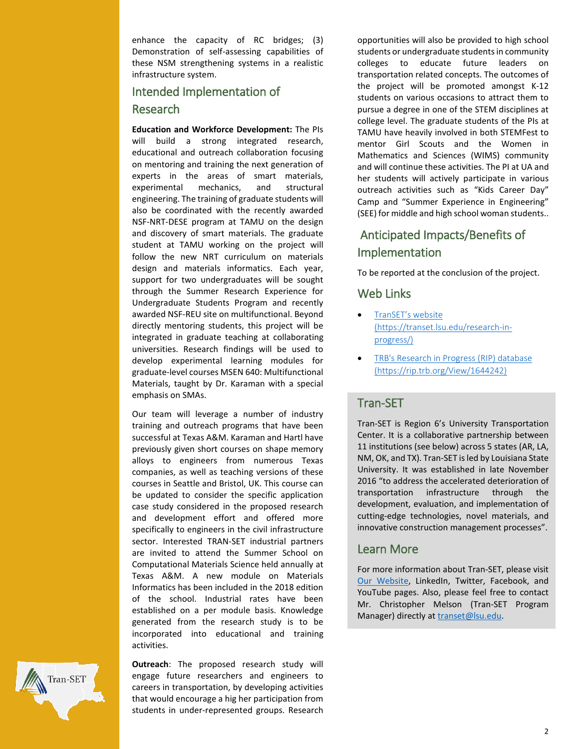enhance the capacity of RC bridges; (3) Demonstration of self-assessing capabilities of these NSM strengthening systems in a realistic infrastructure system.

## Intended Implementation of Research

**Education and Workforce Development:** The PIs will build a strong integrated research, educational and outreach collaboration focusing on mentoring and training the next generation of experts in the areas of smart materials, experimental mechanics, and structural engineering. The training of graduate students will also be coordinated with the recently awarded NSF-NRT-DESE program at TAMU on the design and discovery of smart materials. The graduate student at TAMU working on the project will follow the new NRT curriculum on materials design and materials informatics. Each year, support for two undergraduates will be sought through the Summer Research Experience for Undergraduate Students Program and recently awarded NSF-REU site on multifunctional. Beyond directly mentoring students, this project will be integrated in graduate teaching at collaborating universities. Research findings will be used to develop experimental learning modules for graduate-level courses MSEN 640: Multifunctional Materials, taught by Dr. Karaman with a special emphasis on SMAs.

Our team will leverage a number of industry training and outreach programs that have been successful at Texas A&M. Karaman and Hartl have previously given short courses on shape memory alloys to engineers from numerous Texas companies, as well as teaching versions of these courses in Seattle and Bristol, UK. This course can be updated to consider the specific application case study considered in the proposed research and development effort and offered more specifically to engineers in the civil infrastructure sector. Interested TRAN-SET industrial partners are invited to attend the Summer School on Computational Materials Science held annually at Texas A&M. A new module on Materials Informatics has been included in the 2018 edition of the school. Industrial rates have been established on a per module basis. Knowledge generated from the research study is to be incorporated into educational and training activities.

**Outreach**: The proposed research study will engage future researchers and engineers to careers in transportation, by developing activities that would encourage a hig her participation from students in under-represented groups. Research opportunities will also be provided to high school students or undergraduate students in community colleges to educate future leaders on transportation related concepts. The outcomes of the project will be promoted amongst K-12 students on various occasions to attract them to pursue a degree in one of the STEM disciplines at college level. The graduate students of the PIs at TAMU have heavily involved in both STEMFest to mentor Girl Scouts and the Women in Mathematics and Sciences (WIMS) community and will continue these activities. The PI at UA and her students will actively participate in various outreach activities such as "Kids Career Day" Camp and "Summer Experience in Engineering" (SEE) for middle and high school woman students..

## Anticipated Impacts/Benefits of Implementation

To be reported at the conclusion of the project.

## Web Links

- TranSET's website (https://transet.lsu.edu/research-in-progress/)
- TRB's Research in Progress (RIP) database (https://rip.trb.org/View/1644242)

## Tran-SET

Tran-SET is Region 6's University Transportation Center. It is a collaborative partnership between 11 institutions (see below) across 5 states (AR, LA, NM, OK, and TX). Tran-SET is led by Louisiana State University. It was established in late November 2016 "to address the accelerated deterioration of transportation infrastructure through the development, evaluation, and implementation of cutting-edge technologies, novel materials, and innovative construction management processes".

## Learn More

For more information about Tran-SET, please visit Our Website, LinkedIn, Twitter, Facebook, and YouTube pages. Also, please feel free to contact Mr. Christopher Melson (Tran-SET Program Manager) directly at transet@lsu.edu.